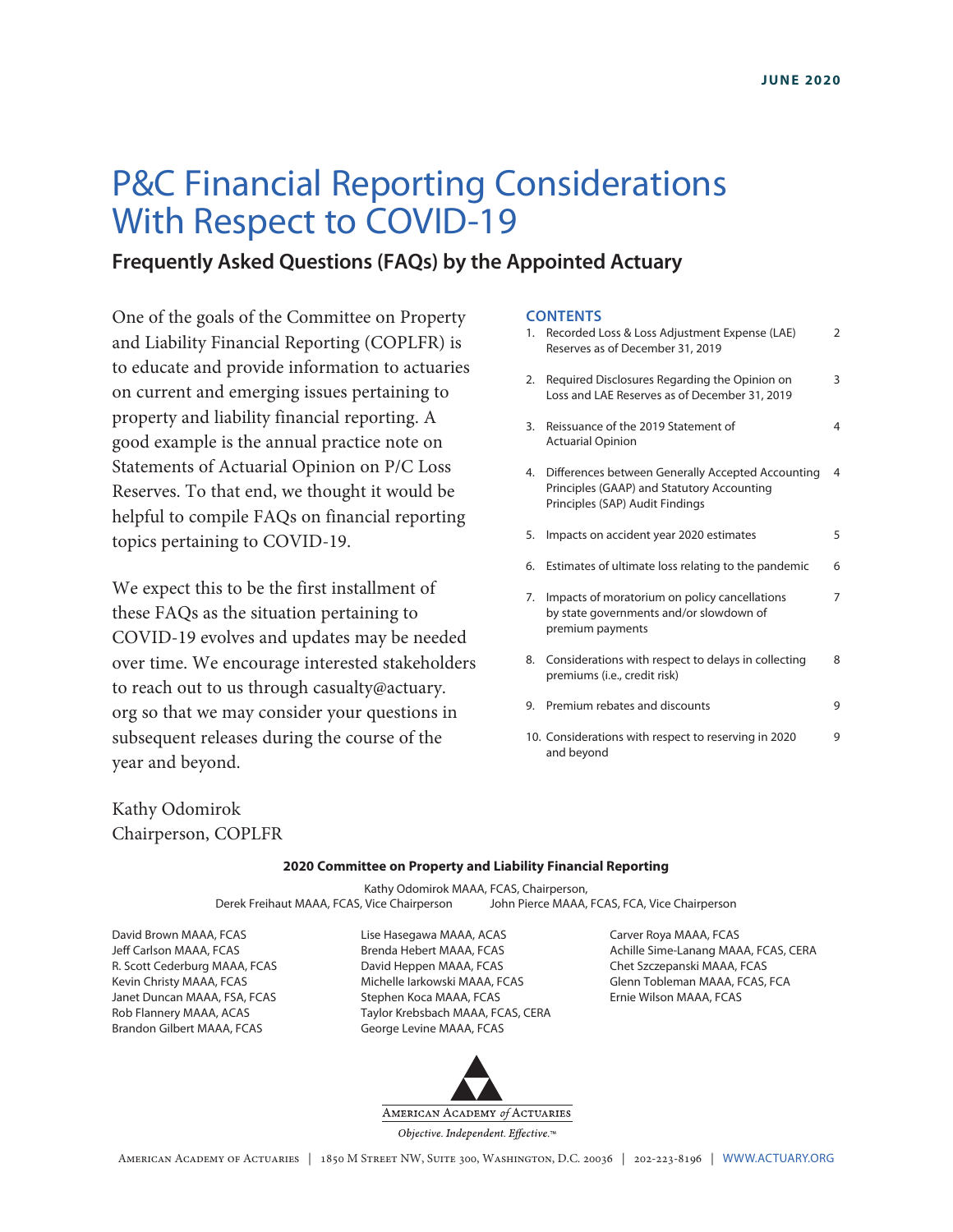JUNE 2020

# P&C Financial Reporting Considerations With Respect to COVID-19

## Frequently Asked Questions (FAQs) by the Appointed Actuary

One of the goals of the Committee on Property and Liability Financial Reporting (COPLFR) is to educate and provide information to actuaries on current and emerging issues pertaining to property and liability financial reporting. A good example is the annual practice note on Statements of Actuarial Opinion on P/C Loss Reserves. To that end, we thought it would be helpful to compile FAQs on financial reporting topics pertaining to COVID-19.

We expect this to be the first installment of these FAQs as the situation pertaining to COVID-19 evolves and updates may be needed over time. We encourage interested stakeholders to reach out to us through casualty@actuary.org so that we may consider your questions in subsequent releases during the course of the year and beyond.

Kathy Odomirok
Chairperson, COPLFR

### CONTENTS

| | | |
|---|---|---|
| 1. | Recorded Loss & Loss Adjustment Expense (LAE) Reserves as of December 31, 2019 | 2 |
| 2. | Required Disclosures Regarding the Opinion on Loss and LAE Reserves as of December 31, 2019 | 3 |
| 3. | Reissuance of the 2019 Statement of Actuarial Opinion | 4 |
| 4. | Differences between Generally Accepted Accounting Principles (GAAP) and Statutory Accounting Principles (SAP) Audit Findings | 4 |
| 5. | Impacts on accident year 2020 estimates | 5 |
| 6. | Estimates of ultimate loss relating to the pandemic | 6 |
| 7. | Impacts of moratorium on policy cancellations by state governments and/or slowdown of premium payments | 7 |
| 8. | Considerations with respect to delays in collecting premiums (i.e., credit risk) | 8 |
| 9. | Premium rebates and discounts | 9 |
| 10. | Considerations with respect to reserving in 2020 and beyond | 9 |

**2020 Committee on Property and Liability Financial Reporting**

Kathy Odomirok MAAA, FCAS, Chairperson,
Derek Freihaut MAAA, FCAS, Vice Chairperson
John Pierce MAAA, FCAS, FCA, Vice Chairperson

David Brown MAAA, FCAS
Jeff Carlson MAAA, FCAS
R. Scott Cederburg MAAA, FCAS
Kevin Christy MAAA, FCAS
Janet Duncan MAAA, FSA, FCAS
Rob Flannery MAAA, ACAS
Brandon Gilbert MAAA, FCAS
Lise Hasegawa MAAA, ACAS
Brenda Hebert MAAA, FCAS
David Heppen MAAA, FCAS
Michelle Iarkowski MAAA, FCAS
Stephen Koca MAAA, FCAS
Taylor Krebsbach MAAA, FCAS, CERA
George Levine MAAA, FCAS
Carver Roya MAAA, FCAS
Achille Sime-Lanang MAAA, FCAS, CERA
Chet Szczepanski MAAA, FCAS
Glenn Tobleman MAAA, FCAS, FCA
Ernie Wilson MAAA, FCAS

American Academy of Actuaries
*Objective. Independent. Effective.*™

American Academy of Actuaries | 1850 M Street NW, Suite 300, Washington, D.C. 20036 | 202-223-8196 | WWW.ACTUARY.ORG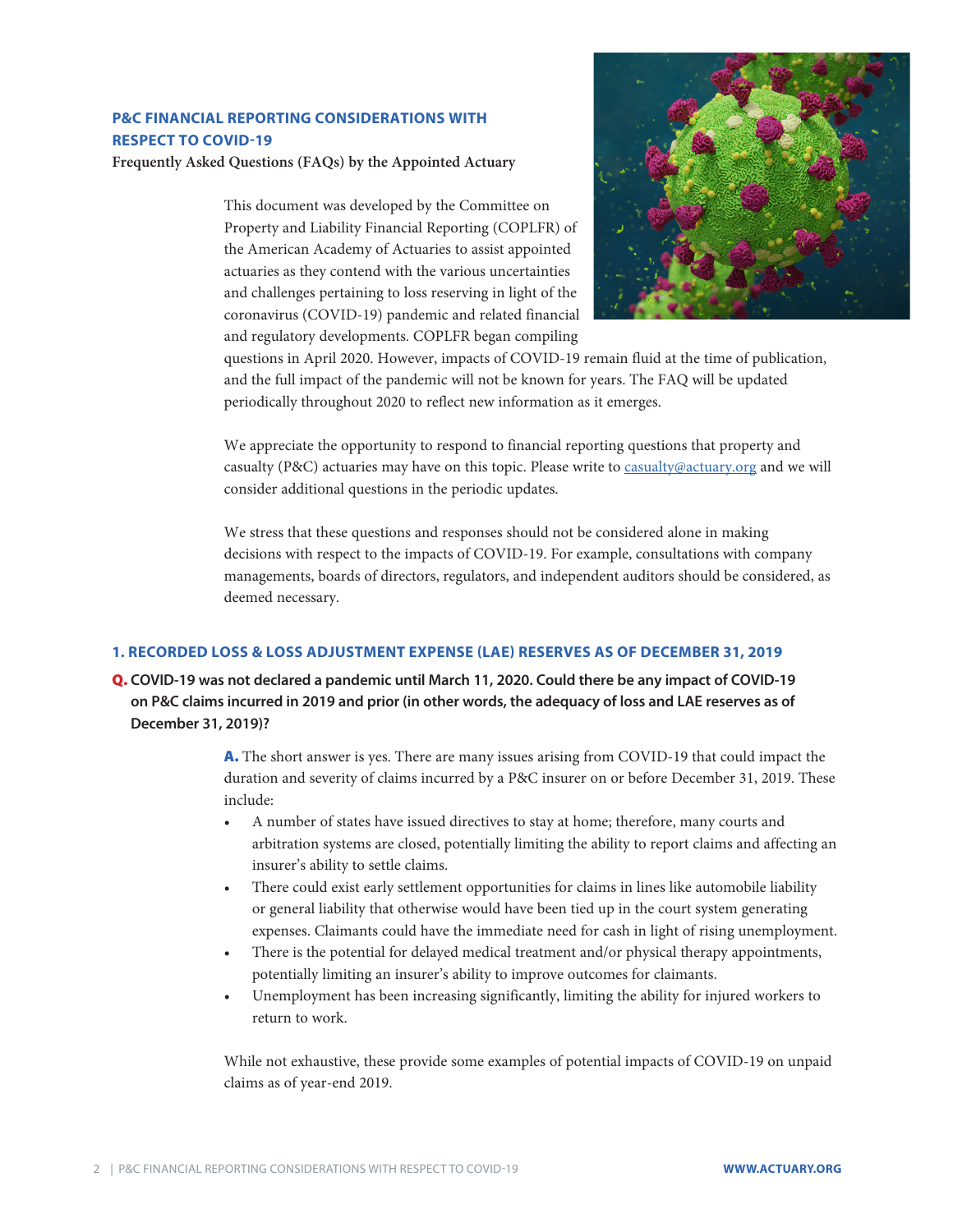## P&C FINANCIAL REPORTING CONSIDERATIONS WITH RESPECT TO COVID-19

**Frequently Asked Questions (FAQs) by the Appointed Actuary**

This document was developed by the Committee on Property and Liability Financial Reporting (COPLFR) of the American Academy of Actuaries to assist appointed actuaries as they contend with the various uncertainties and challenges pertaining to loss reserving in light of the coronavirus (COVID-19) pandemic and related financial and regulatory developments. COPLFR began compiling questions in April 2020. However, impacts of COVID-19 remain fluid at the time of publication, and the full impact of the pandemic will not be known for years. The FAQ will be updated periodically throughout 2020 to reflect new information as it emerges.

We appreciate the opportunity to respond to financial reporting questions that property and casualty (P&C) actuaries may have on this topic. Please write to casualty@actuary.org and we will consider additional questions in the periodic updates.

We stress that these questions and responses should not be considered alone in making decisions with respect to the impacts of COVID-19. For example, consultations with company managements, boards of directors, regulators, and independent auditors should be considered, as deemed necessary.

### 1. RECORDED LOSS & LOSS ADJUSTMENT EXPENSE (LAE) RESERVES AS OF DECEMBER 31, 2019

**Q. COVID-19 was not declared a pandemic until March 11, 2020. Could there be any impact of COVID-19 on P&C claims incurred in 2019 and prior (in other words, the adequacy of loss and LAE reserves as of December 31, 2019)?**

**A.** The short answer is yes. There are many issues arising from COVID-19 that could impact the duration and severity of claims incurred by a P&C insurer on or before December 31, 2019. These include:

- A number of states have issued directives to stay at home; therefore, many courts and arbitration systems are closed, potentially limiting the ability to report claims and affecting an insurer's ability to settle claims.
- There could exist early settlement opportunities for claims in lines like automobile liability or general liability that otherwise would have been tied up in the court system generating expenses. Claimants could have the immediate need for cash in light of rising unemployment.
- There is the potential for delayed medical treatment and/or physical therapy appointments, potentially limiting an insurer's ability to improve outcomes for claimants.
- Unemployment has been increasing significantly, limiting the ability for injured workers to return to work.

While not exhaustive, these provide some examples of potential impacts of COVID-19 on unpaid claims as of year-end 2019.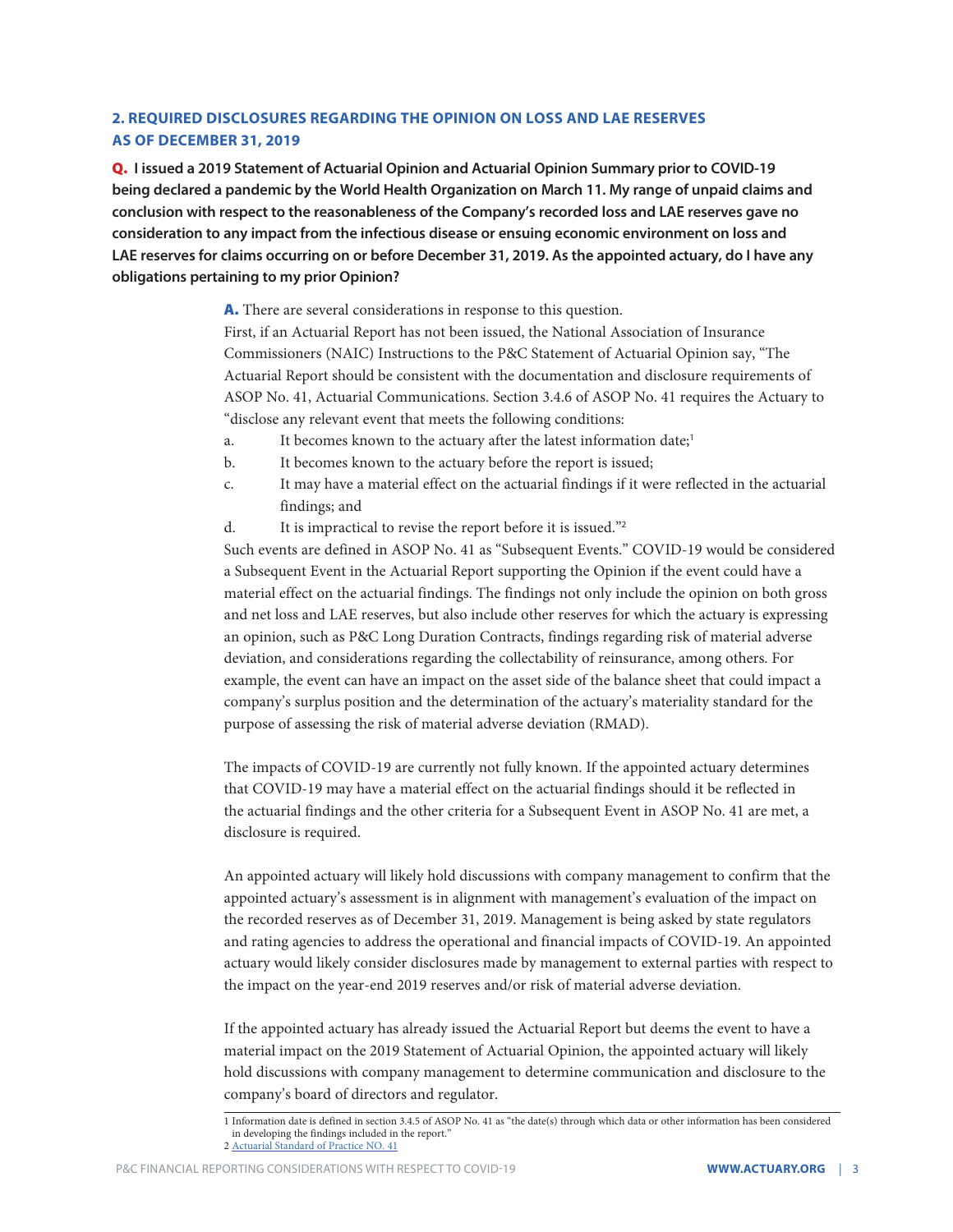## 2. REQUIRED DISCLOSURES REGARDING THE OPINION ON LOSS AND LAE RESERVES AS OF DECEMBER 31, 2019

**Q. I issued a 2019 Statement of Actuarial Opinion and Actuarial Opinion Summary prior to COVID-19 being declared a pandemic by the World Health Organization on March 11. My range of unpaid claims and conclusion with respect to the reasonableness of the Company's recorded loss and LAE reserves gave no consideration to any impact from the infectious disease or ensuing economic environment on loss and LAE reserves for claims occurring on or before December 31, 2019. As the appointed actuary, do I have any obligations pertaining to my prior Opinion?**

**A.** There are several considerations in response to this question.

First, if an Actuarial Report has not been issued, the National Association of Insurance Commissioners (NAIC) Instructions to the P&C Statement of Actuarial Opinion say, "The Actuarial Report should be consistent with the documentation and disclosure requirements of ASOP No. 41, Actuarial Communications. Section 3.4.6 of ASOP No. 41 requires the Actuary to "disclose any relevant event that meets the following conditions:

a. It becomes known to the actuary after the latest information date;[1]

b. It becomes known to the actuary before the report is issued;

c. It may have a material effect on the actuarial findings if it were reflected in the actuarial findings; and

d. It is impractical to revise the report before it is issued."[2]

Such events are defined in ASOP No. 41 as "Subsequent Events." COVID-19 would be considered a Subsequent Event in the Actuarial Report supporting the Opinion if the event could have a material effect on the actuarial findings. The findings not only include the opinion on both gross and net loss and LAE reserves, but also include other reserves for which the actuary is expressing an opinion, such as P&C Long Duration Contracts, findings regarding risk of material adverse deviation, and considerations regarding the collectability of reinsurance, among others. For example, the event can have an impact on the asset side of the balance sheet that could impact a company's surplus position and the determination of the actuary's materiality standard for the purpose of assessing the risk of material adverse deviation (RMAD).

The impacts of COVID-19 are currently not fully known. If the appointed actuary determines that COVID-19 may have a material effect on the actuarial findings should it be reflected in the actuarial findings and the other criteria for a Subsequent Event in ASOP No. 41 are met, a disclosure is required.

An appointed actuary will likely hold discussions with company management to confirm that the appointed actuary's assessment is in alignment with management's evaluation of the impact on the recorded reserves as of December 31, 2019. Management is being asked by state regulators and rating agencies to address the operational and financial impacts of COVID-19. An appointed actuary would likely consider disclosures made by management to external parties with respect to the impact on the year-end 2019 reserves and/or risk of material adverse deviation.

If the appointed actuary has already issued the Actuarial Report but deems the event to have a material impact on the 2019 Statement of Actuarial Opinion, the appointed actuary will likely hold discussions with company management to determine communication and disclosure to the company's board of directors and regulator.

---

[1] Information date is defined in section 3.4.5 of ASOP No. 41 as "the date(s) through which data or other information has been considered in developing the findings included in the report."

[2] Actuarial Standard of Practice NO. 41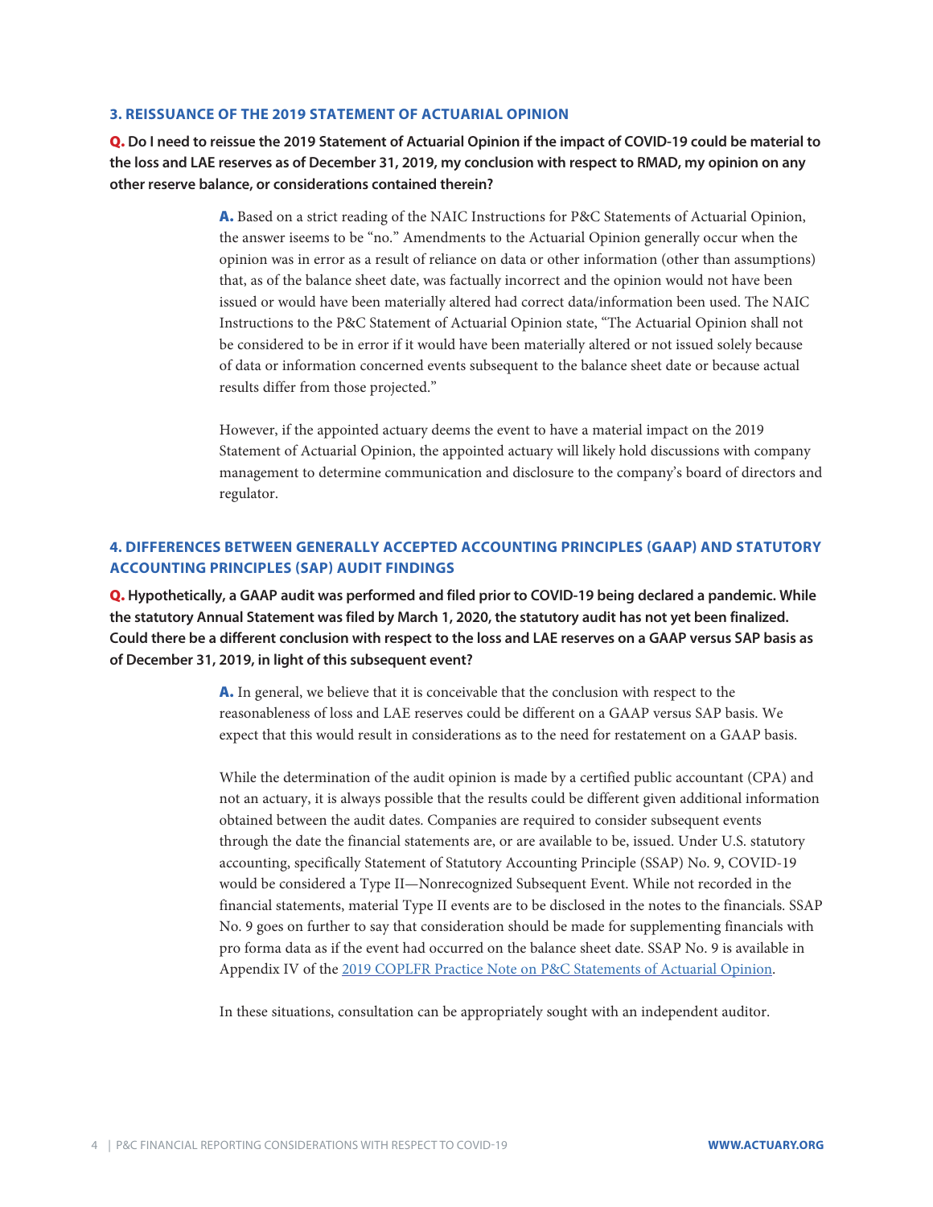## 3. REISSUANCE OF THE 2019 STATEMENT OF ACTUARIAL OPINION

**Q. Do I need to reissue the 2019 Statement of Actuarial Opinion if the impact of COVID-19 could be material to the loss and LAE reserves as of December 31, 2019, my conclusion with respect to RMAD, my opinion on any other reserve balance, or considerations contained therein?**

**A.** Based on a strict reading of the NAIC Instructions for P&C Statements of Actuarial Opinion, the answer iseems to be "no." Amendments to the Actuarial Opinion generally occur when the opinion was in error as a result of reliance on data or other information (other than assumptions) that, as of the balance sheet date, was factually incorrect and the opinion would not have been issued or would have been materially altered had correct data/information been used. The NAIC Instructions to the P&C Statement of Actuarial Opinion state, "The Actuarial Opinion shall not be considered to be in error if it would have been materially altered or not issued solely because of data or information concerned events subsequent to the balance sheet date or because actual results differ from those projected."

However, if the appointed actuary deems the event to have a material impact on the 2019 Statement of Actuarial Opinion, the appointed actuary will likely hold discussions with company management to determine communication and disclosure to the company's board of directors and regulator.

## 4. DIFFERENCES BETWEEN GENERALLY ACCEPTED ACCOUNTING PRINCIPLES (GAAP) AND STATUTORY ACCOUNTING PRINCIPLES (SAP) AUDIT FINDINGS

**Q. Hypothetically, a GAAP audit was performed and filed prior to COVID-19 being declared a pandemic. While the statutory Annual Statement was filed by March 1, 2020, the statutory audit has not yet been finalized. Could there be a different conclusion with respect to the loss and LAE reserves on a GAAP versus SAP basis as of December 31, 2019, in light of this subsequent event?**

**A.** In general, we believe that it is conceivable that the conclusion with respect to the reasonableness of loss and LAE reserves could be different on a GAAP versus SAP basis. We expect that this would result in considerations as to the need for restatement on a GAAP basis.

While the determination of the audit opinion is made by a certified public accountant (CPA) and not an actuary, it is always possible that the results could be different given additional information obtained between the audit dates. Companies are required to consider subsequent events through the date the financial statements are, or are available to be, issued. Under U.S. statutory accounting, specifically Statement of Statutory Accounting Principle (SSAP) No. 9, COVID-19 would be considered a Type II—Nonrecognized Subsequent Event. While not recorded in the financial statements, material Type II events are to be disclosed in the notes to the financials. SSAP No. 9 goes on further to say that consideration should be made for supplementing financials with pro forma data as if the event had occurred on the balance sheet date. SSAP No. 9 is available in Appendix IV of the 2019 COPLFR Practice Note on P&C Statements of Actuarial Opinion.

In these situations, consultation can be appropriately sought with an independent auditor.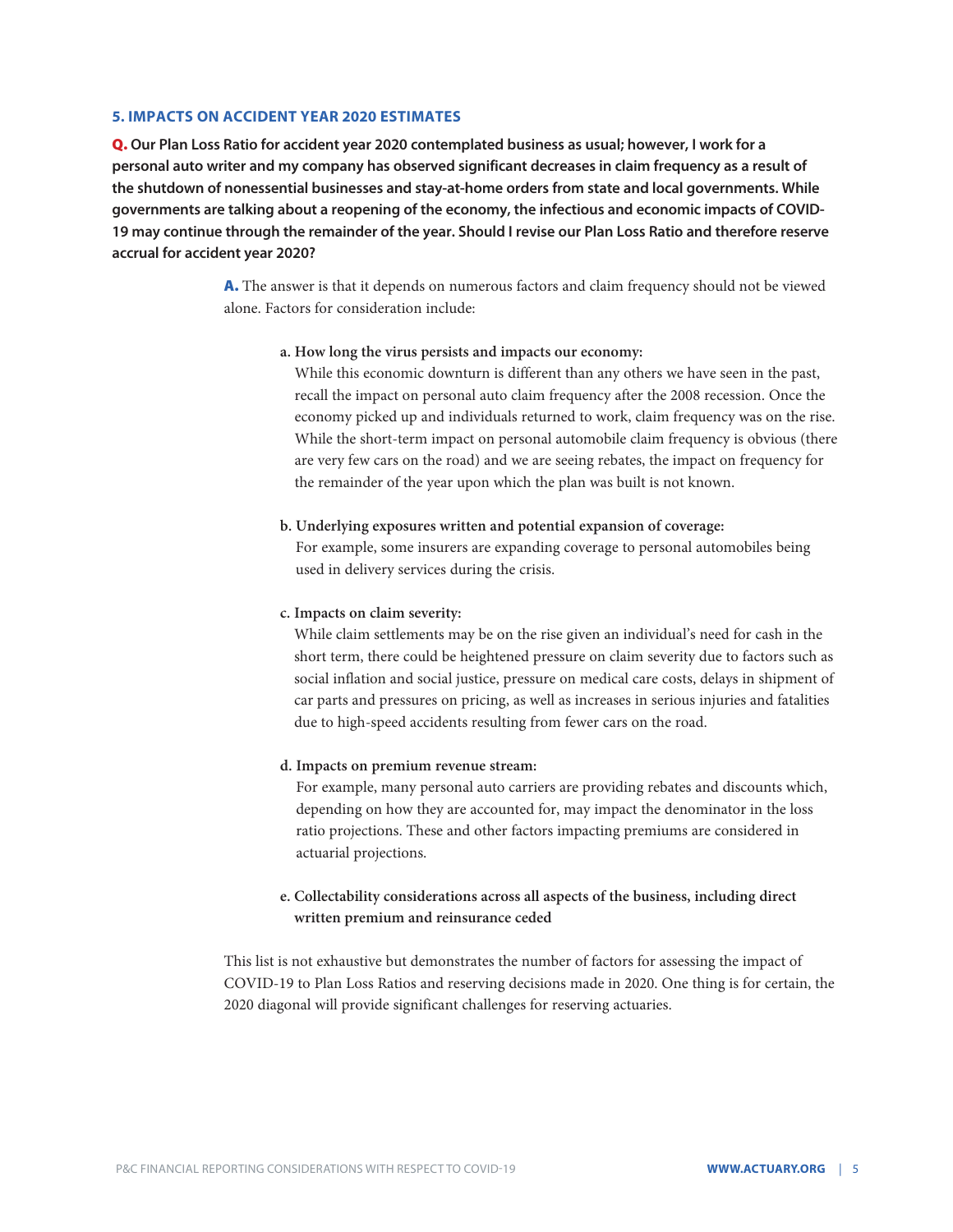## 5. IMPACTS ON ACCIDENT YEAR 2020 ESTIMATES

**Q. Our Plan Loss Ratio for accident year 2020 contemplated business as usual; however, I work for a personal auto writer and my company has observed significant decreases in claim frequency as a result of the shutdown of nonessential businesses and stay-at-home orders from state and local governments. While governments are talking about a reopening of the economy, the infectious and economic impacts of COVID-19 may continue through the remainder of the year. Should I revise our Plan Loss Ratio and therefore reserve accrual for accident year 2020?**

**A.** The answer is that it depends on numerous factors and claim frequency should not be viewed alone. Factors for consideration include:

a. **How long the virus persists and impacts our economy:**
While this economic downturn is different than any others we have seen in the past, recall the impact on personal auto claim frequency after the 2008 recession. Once the economy picked up and individuals returned to work, claim frequency was on the rise. While the short-term impact on personal automobile claim frequency is obvious (there are very few cars on the road) and we are seeing rebates, the impact on frequency for the remainder of the year upon which the plan was built is not known.

b. **Underlying exposures written and potential expansion of coverage:**
For example, some insurers are expanding coverage to personal automobiles being used in delivery services during the crisis.

c. **Impacts on claim severity:**
While claim settlements may be on the rise given an individual's need for cash in the short term, there could be heightened pressure on claim severity due to factors such as social inflation and social justice, pressure on medical care costs, delays in shipment of car parts and pressures on pricing, as well as increases in serious injuries and fatalities due to high-speed accidents resulting from fewer cars on the road.

d. **Impacts on premium revenue stream:**
For example, many personal auto carriers are providing rebates and discounts which, depending on how they are accounted for, may impact the denominator in the loss ratio projections. These and other factors impacting premiums are considered in actuarial projections.

e. **Collectability considerations across all aspects of the business, including direct written premium and reinsurance ceded**

This list is not exhaustive but demonstrates the number of factors for assessing the impact of COVID-19 to Plan Loss Ratios and reserving decisions made in 2020. One thing is for certain, the 2020 diagonal will provide significant challenges for reserving actuaries.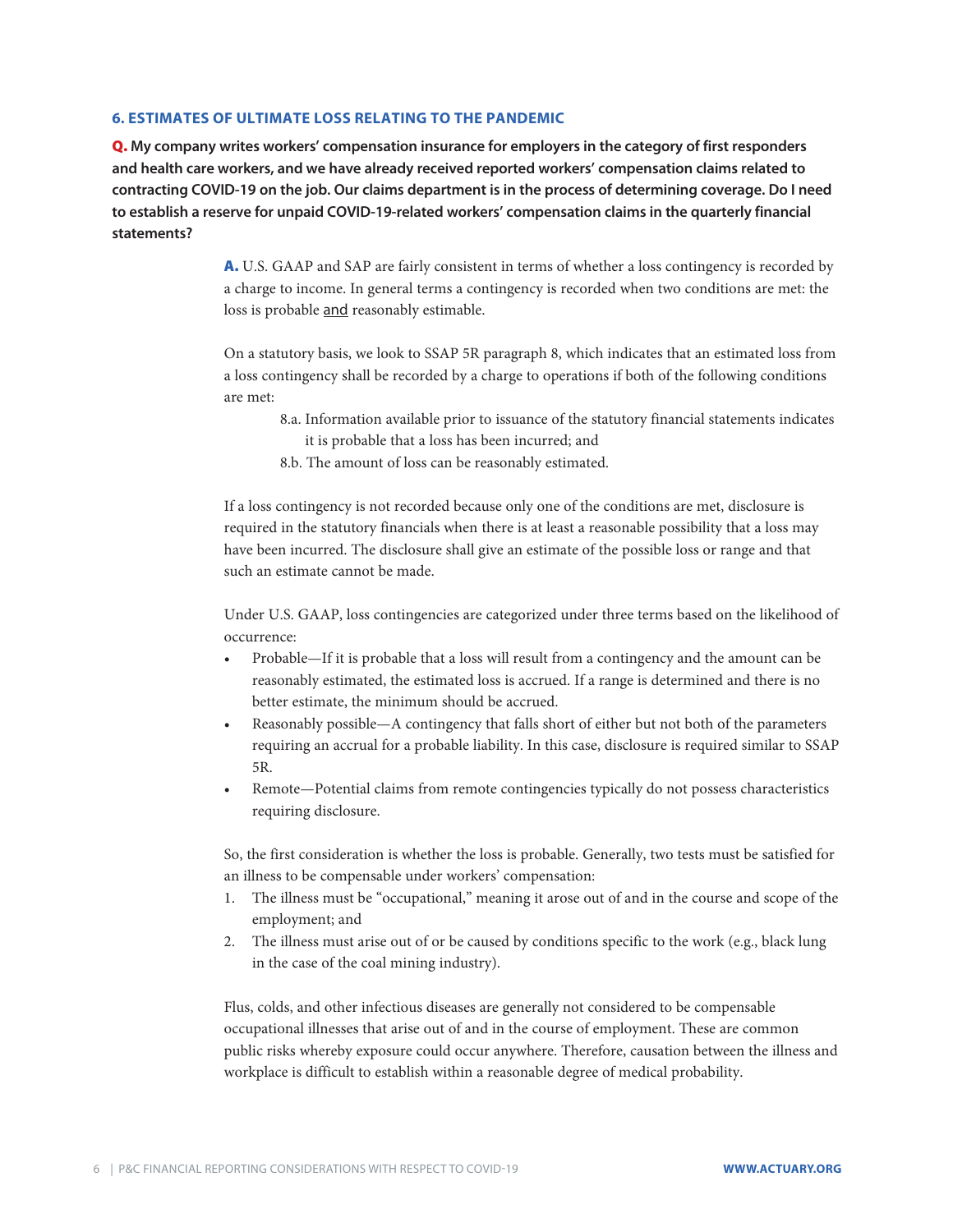### 6. ESTIMATES OF ULTIMATE LOSS RELATING TO THE PANDEMIC

**Q. My company writes workers' compensation insurance for employers in the category of first responders and health care workers, and we have already received reported workers' compensation claims related to contracting COVID-19 on the job. Our claims department is in the process of determining coverage. Do I need to establish a reserve for unpaid COVID-19-related workers' compensation claims in the quarterly financial statements?**

**A.** U.S. GAAP and SAP are fairly consistent in terms of whether a loss contingency is recorded by a charge to income. In general terms a contingency is recorded when two conditions are met: the loss is probable and reasonably estimable.

On a statutory basis, we look to SSAP 5R paragraph 8, which indicates that an estimated loss from a loss contingency shall be recorded by a charge to operations if both of the following conditions are met:

> 8.a. Information available prior to issuance of the statutory financial statements indicates it is probable that a loss has been incurred; and
>
> 8.b. The amount of loss can be reasonably estimated.

If a loss contingency is not recorded because only one of the conditions are met, disclosure is required in the statutory financials when there is at least a reasonable possibility that a loss may have been incurred. The disclosure shall give an estimate of the possible loss or range and that such an estimate cannot be made.

Under U.S. GAAP, loss contingencies are categorized under three terms based on the likelihood of occurrence:

- Probable—If it is probable that a loss will result from a contingency and the amount can be reasonably estimated, the estimated loss is accrued. If a range is determined and there is no better estimate, the minimum should be accrued.
- Reasonably possible—A contingency that falls short of either but not both of the parameters requiring an accrual for a probable liability. In this case, disclosure is required similar to SSAP 5R.
- Remote—Potential claims from remote contingencies typically do not possess characteristics requiring disclosure.

So, the first consideration is whether the loss is probable. Generally, two tests must be satisfied for an illness to be compensable under workers' compensation:

1. The illness must be "occupational," meaning it arose out of and in the course and scope of the employment; and
2. The illness must arise out of or be caused by conditions specific to the work (e.g., black lung in the case of the coal mining industry).

Flus, colds, and other infectious diseases are generally not considered to be compensable occupational illnesses that arise out of and in the course of employment. These are common public risks whereby exposure could occur anywhere. Therefore, causation between the illness and workplace is difficult to establish within a reasonable degree of medical probability.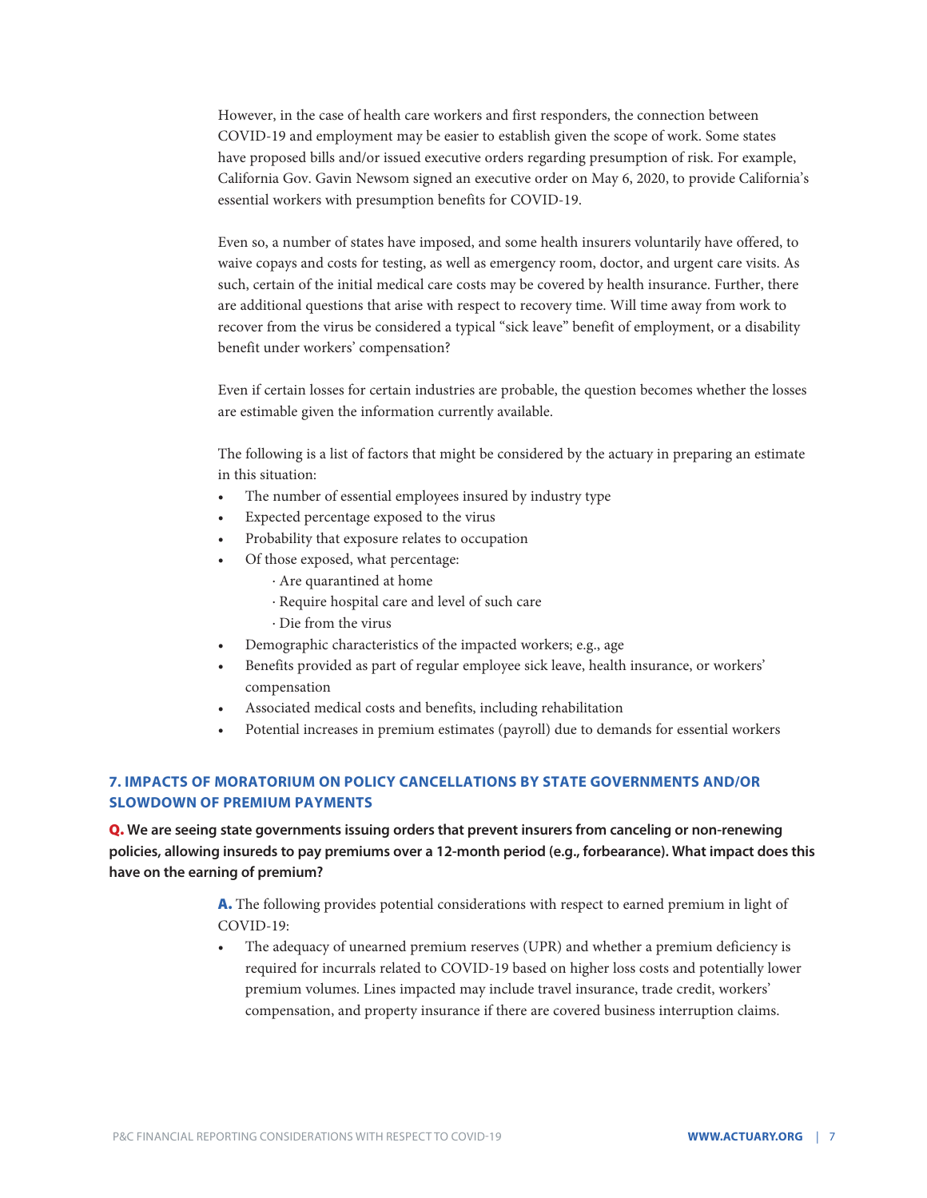However, in the case of health care workers and first responders, the connection between COVID-19 and employment may be easier to establish given the scope of work. Some states have proposed bills and/or issued executive orders regarding presumption of risk. For example, California Gov. Gavin Newsom signed an executive order on May 6, 2020, to provide California's essential workers with presumption benefits for COVID-19.

Even so, a number of states have imposed, and some health insurers voluntarily have offered, to waive copays and costs for testing, as well as emergency room, doctor, and urgent care visits. As such, certain of the initial medical care costs may be covered by health insurance. Further, there are additional questions that arise with respect to recovery time. Will time away from work to recover from the virus be considered a typical "sick leave" benefit of employment, or a disability benefit under workers' compensation?

Even if certain losses for certain industries are probable, the question becomes whether the losses are estimable given the information currently available.

The following is a list of factors that might be considered by the actuary in preparing an estimate in this situation:

- The number of essential employees insured by industry type
- Expected percentage exposed to the virus
- Probability that exposure relates to occupation
- Of those exposed, what percentage:
  - Are quarantined at home
  - Require hospital care and level of such care
  - Die from the virus
- Demographic characteristics of the impacted workers; e.g., age
- Benefits provided as part of regular employee sick leave, health insurance, or workers' compensation
- Associated medical costs and benefits, including rehabilitation
- Potential increases in premium estimates (payroll) due to demands for essential workers

## 7. IMPACTS OF MORATORIUM ON POLICY CANCELLATIONS BY STATE GOVERNMENTS AND/OR SLOWDOWN OF PREMIUM PAYMENTS

**Q. We are seeing state governments issuing orders that prevent insurers from canceling or non-renewing policies, allowing insureds to pay premiums over a 12-month period (e.g., forbearance). What impact does this have on the earning of premium?**

**A.** The following provides potential considerations with respect to earned premium in light of COVID-19:

- The adequacy of unearned premium reserves (UPR) and whether a premium deficiency is required for incurrals related to COVID-19 based on higher loss costs and potentially lower premium volumes. Lines impacted may include travel insurance, trade credit, workers' compensation, and property insurance if there are covered business interruption claims.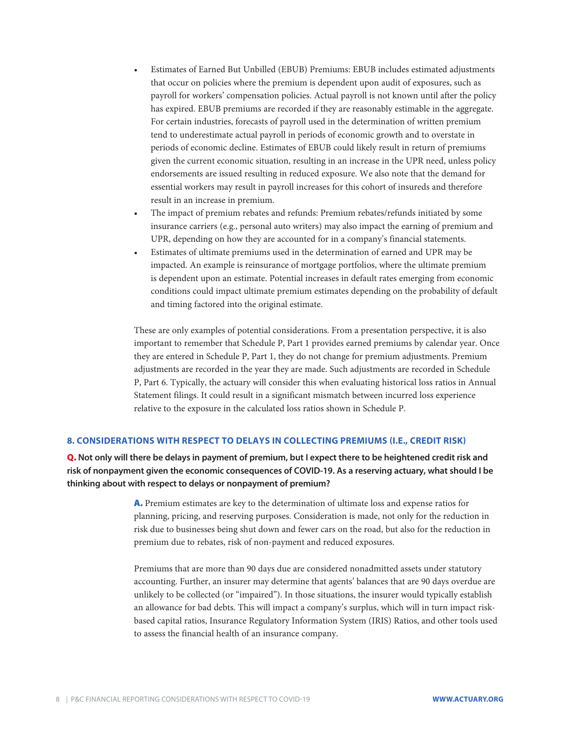- Estimates of Earned But Unbilled (EBUB) Premiums: EBUB includes estimated adjustments that occur on policies where the premium is dependent upon audit of exposures, such as payroll for workers' compensation policies. Actual payroll is not known until after the policy has expired. EBUB premiums are recorded if they are reasonably estimable in the aggregate. For certain industries, forecasts of payroll used in the determination of written premium tend to underestimate actual payroll in periods of economic growth and to overstate in periods of economic decline. Estimates of EBUB could likely result in return of premiums given the current economic situation, resulting in an increase in the UPR need, unless policy endorsements are issued resulting in reduced exposure. We also note that the demand for essential workers may result in payroll increases for this cohort of insureds and therefore result in an increase in premium.
- The impact of premium rebates and refunds: Premium rebates/refunds initiated by some insurance carriers (e.g., personal auto writers) may also impact the earning of premium and UPR, depending on how they are accounted for in a company's financial statements.
- Estimates of ultimate premiums used in the determination of earned and UPR may be impacted. An example is reinsurance of mortgage portfolios, where the ultimate premium is dependent upon an estimate. Potential increases in default rates emerging from economic conditions could impact ultimate premium estimates depending on the probability of default and timing factored into the original estimate.

These are only examples of potential considerations. From a presentation perspective, it is also important to remember that Schedule P, Part 1 provides earned premiums by calendar year. Once they are entered in Schedule P, Part 1, they do not change for premium adjustments. Premium adjustments are recorded in the year they are made. Such adjustments are recorded in Schedule P, Part 6. Typically, the actuary will consider this when evaluating historical loss ratios in Annual Statement filings. It could result in a significant mismatch between incurred loss experience relative to the exposure in the calculated loss ratios shown in Schedule P.

## 8. CONSIDERATIONS WITH RESPECT TO DELAYS IN COLLECTING PREMIUMS (I.E., CREDIT RISK)

**Q. Not only will there be delays in payment of premium, but I expect there to be heightened credit risk and risk of nonpayment given the economic consequences of COVID-19. As a reserving actuary, what should I be thinking about with respect to delays or nonpayment of premium?**

**A.** Premium estimates are key to the determination of ultimate loss and expense ratios for planning, pricing, and reserving purposes. Consideration is made, not only for the reduction in risk due to businesses being shut down and fewer cars on the road, but also for the reduction in premium due to rebates, risk of non-payment and reduced exposures.

Premiums that are more than 90 days due are considered nonadmitted assets under statutory accounting. Further, an insurer may determine that agents' balances that are 90 days overdue are unlikely to be collected (or "impaired"). In those situations, the insurer would typically establish an allowance for bad debts. This will impact a company's surplus, which will in turn impact risk-based capital ratios, Insurance Regulatory Information System (IRIS) Ratios, and other tools used to assess the financial health of an insurance company.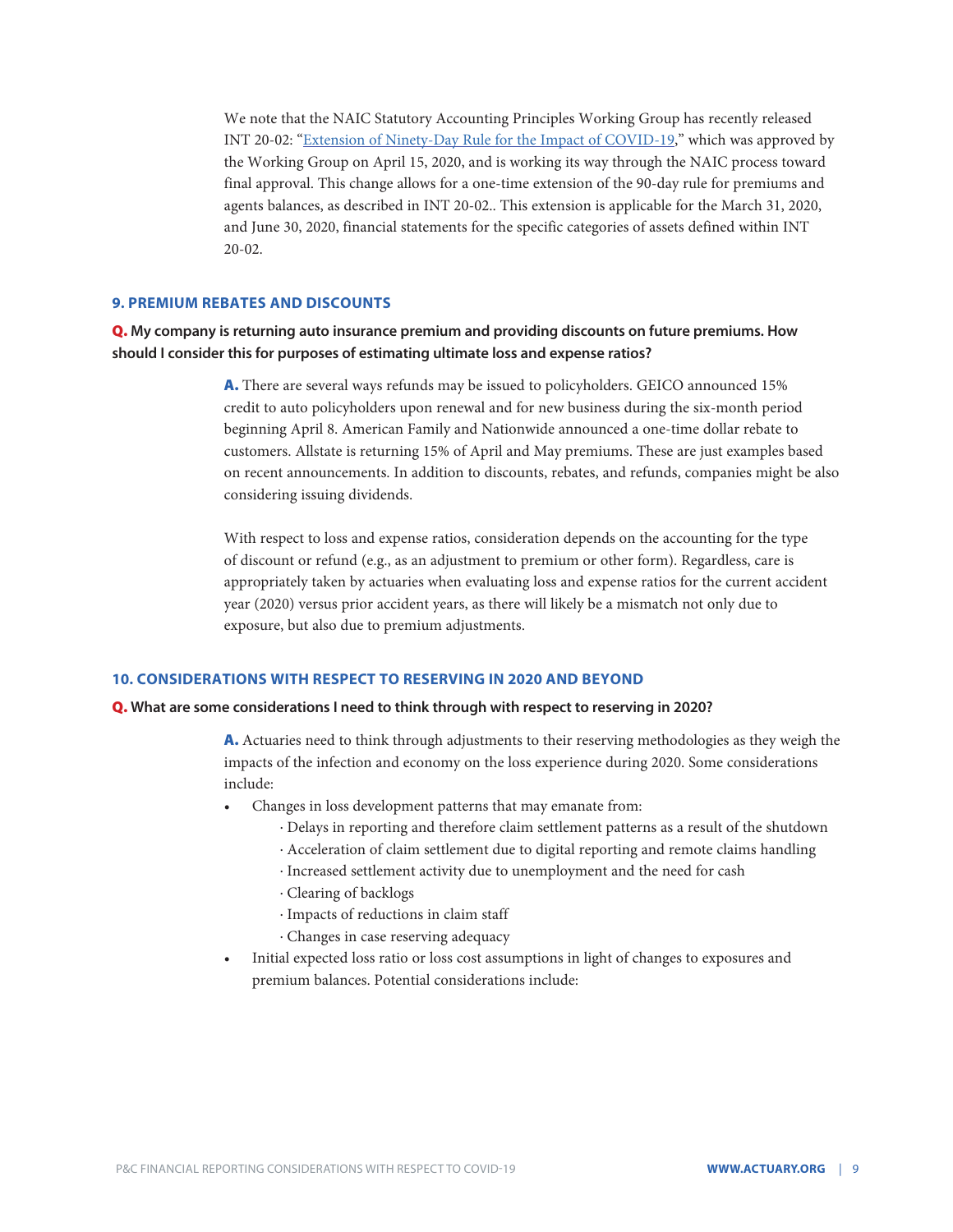We note that the NAIC Statutory Accounting Principles Working Group has recently released INT 20-02: "Extension of Ninety-Day Rule for the Impact of COVID-19," which was approved by the Working Group on April 15, 2020, and is working its way through the NAIC process toward final approval. This change allows for a one-time extension of the 90-day rule for premiums and agents balances, as described in INT 20-02.. This extension is applicable for the March 31, 2020, and June 30, 2020, financial statements for the specific categories of assets defined within INT 20-02.

## 9. PREMIUM REBATES AND DISCOUNTS

**Q. My company is returning auto insurance premium and providing discounts on future premiums. How should I consider this for purposes of estimating ultimate loss and expense ratios?**

**A.** There are several ways refunds may be issued to policyholders. GEICO announced 15% credit to auto policyholders upon renewal and for new business during the six-month period beginning April 8. American Family and Nationwide announced a one-time dollar rebate to customers. Allstate is returning 15% of April and May premiums. These are just examples based on recent announcements. In addition to discounts, rebates, and refunds, companies might be also considering issuing dividends.

With respect to loss and expense ratios, consideration depends on the accounting for the type of discount or refund (e.g., as an adjustment to premium or other form). Regardless, care is appropriately taken by actuaries when evaluating loss and expense ratios for the current accident year (2020) versus prior accident years, as there will likely be a mismatch not only due to exposure, but also due to premium adjustments.

## 10. CONSIDERATIONS WITH RESPECT TO RESERVING IN 2020 AND BEYOND

**Q. What are some considerations I need to think through with respect to reserving in 2020?**

**A.** Actuaries need to think through adjustments to their reserving methodologies as they weigh the impacts of the infection and economy on the loss experience during 2020. Some considerations include:

- Changes in loss development patterns that may emanate from:
  - Delays in reporting and therefore claim settlement patterns as a result of the shutdown
  - Acceleration of claim settlement due to digital reporting and remote claims handling
  - Increased settlement activity due to unemployment and the need for cash
  - Clearing of backlogs
  - Impacts of reductions in claim staff
  - Changes in case reserving adequacy
- Initial expected loss ratio or loss cost assumptions in light of changes to exposures and premium balances. Potential considerations include: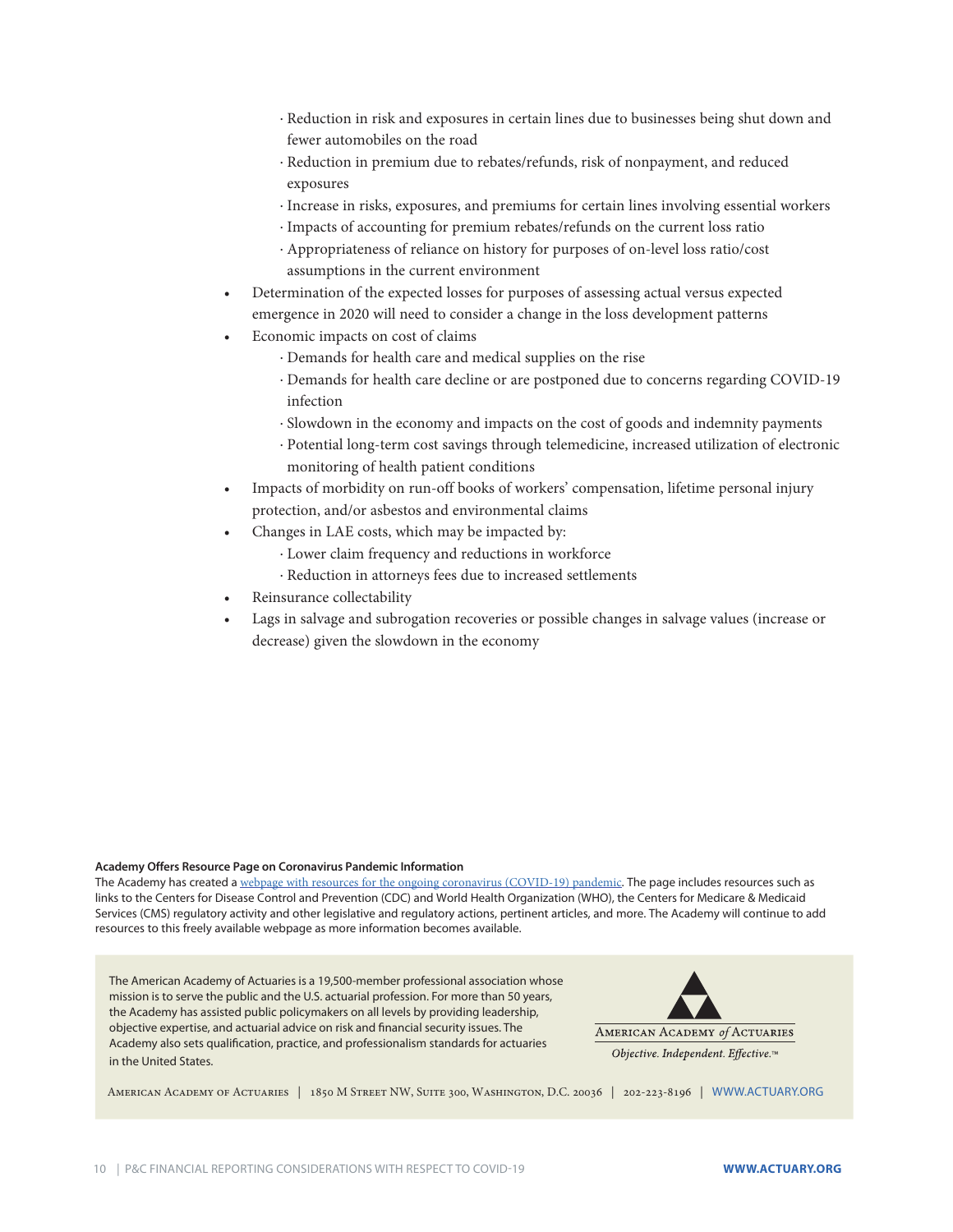- Reduction in risk and exposures in certain lines due to businesses being shut down and fewer automobiles on the road
  - Reduction in premium due to rebates/refunds, risk of nonpayment, and reduced exposures
  - Increase in risks, exposures, and premiums for certain lines involving essential workers
  - Impacts of accounting for premium rebates/refunds on the current loss ratio
  - Appropriateness of reliance on history for purposes of on-level loss ratio/cost assumptions in the current environment
- Determination of the expected losses for purposes of assessing actual versus expected emergence in 2020 will need to consider a change in the loss development patterns
- Economic impacts on cost of claims
  - Demands for health care and medical supplies on the rise
  - Demands for health care decline or are postponed due to concerns regarding COVID-19 infection
  - Slowdown in the economy and impacts on the cost of goods and indemnity payments
  - Potential long-term cost savings through telemedicine, increased utilization of electronic monitoring of health patient conditions
- Impacts of morbidity on run-off books of workers' compensation, lifetime personal injury protection, and/or asbestos and environmental claims
- Changes in LAE costs, which may be impacted by:
  - Lower claim frequency and reductions in workforce
  - Reduction in attorneys fees due to increased settlements
- Reinsurance collectability
- Lags in salvage and subrogation recoveries or possible changes in salvage values (increase or decrease) given the slowdown in the economy

**Academy Offers Resource Page on Coronavirus Pandemic Information**

The Academy has created a webpage with resources for the ongoing coronavirus (COVID-19) pandemic. The page includes resources such as links to the Centers for Disease Control and Prevention (CDC) and World Health Organization (WHO), the Centers for Medicare & Medicaid Services (CMS) regulatory activity and other legislative and regulatory actions, pertinent articles, and more. The Academy will continue to add resources to this freely available webpage as more information becomes available.

The American Academy of Actuaries is a 19,500-member professional association whose mission is to serve the public and the U.S. actuarial profession. For more than 50 years, the Academy has assisted public policymakers on all levels by providing leadership, objective expertise, and actuarial advice on risk and financial security issues. The Academy also sets qualification, practice, and professionalism standards for actuaries in the United States.

AMERICAN ACADEMY *of* ACTUARIES

*Objective. Independent. Effective.™*

AMERICAN ACADEMY OF ACTUARIES | 1850 M STREET NW, SUITE 300, WASHINGTON, D.C. 20036 | 202-223-8196 | WWW.ACTUARY.ORG